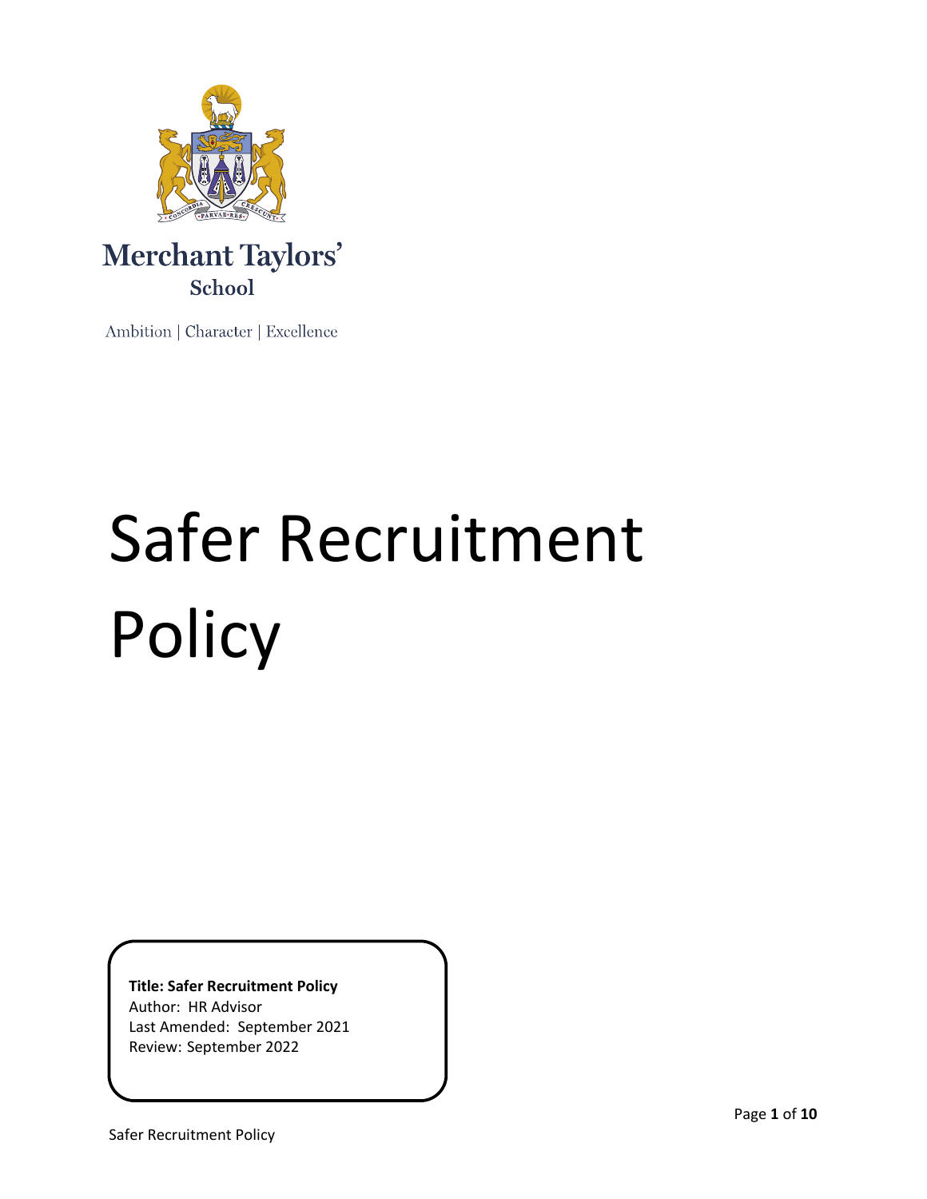Merchant Taylors'
School

Ambition | Character | Excellence

# Safer Recruitment Policy

**Title: Safer Recruitment Policy**
Author: HR Advisor
Last Amended: September 2021
Review: September 2022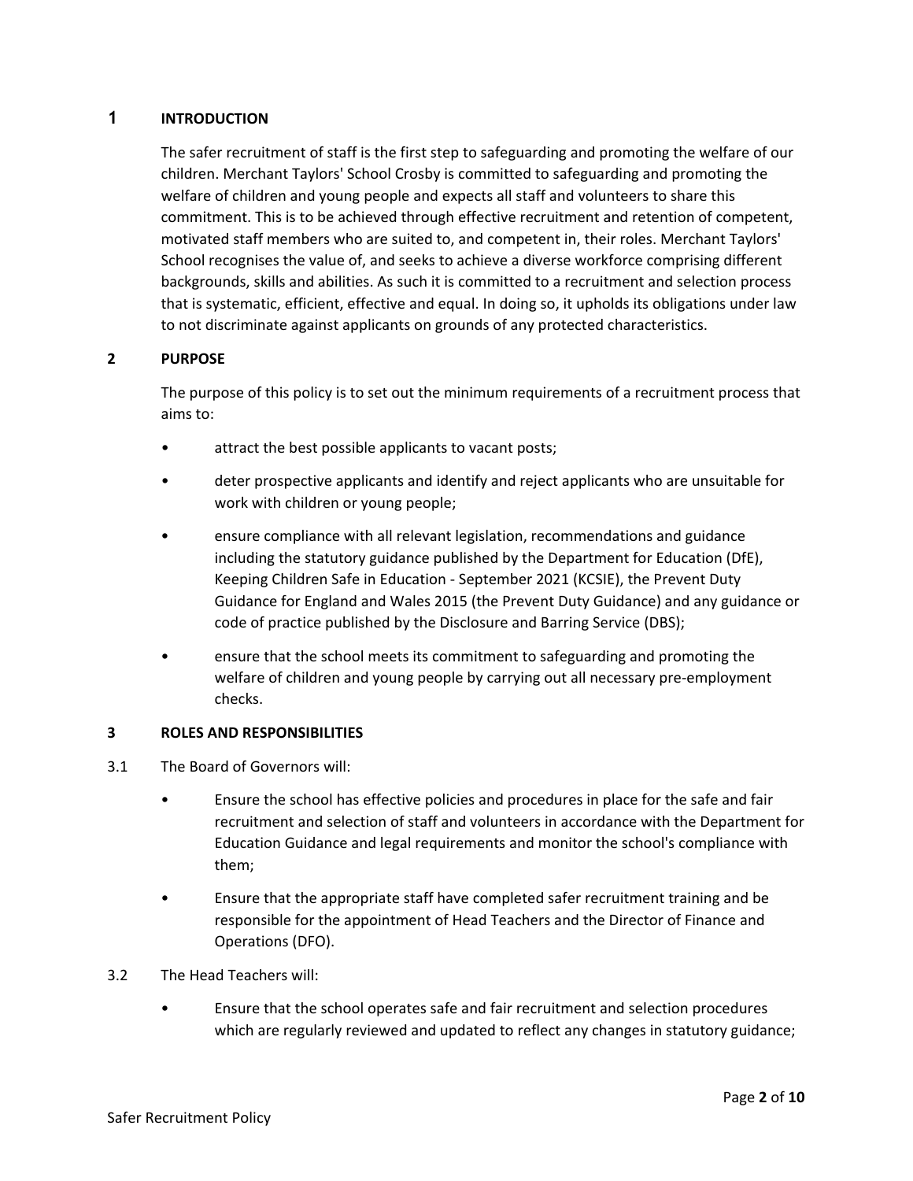## 1 INTRODUCTION

The safer recruitment of staff is the first step to safeguarding and promoting the welfare of our children. Merchant Taylors' School Crosby is committed to safeguarding and promoting the welfare of children and young people and expects all staff and volunteers to share this commitment. This is to be achieved through effective recruitment and retention of competent, motivated staff members who are suited to, and competent in, their roles. Merchant Taylors' School recognises the value of, and seeks to achieve a diverse workforce comprising different backgrounds, skills and abilities. As such it is committed to a recruitment and selection process that is systematic, efficient, effective and equal. In doing so, it upholds its obligations under law to not discriminate against applicants on grounds of any protected characteristics.

## 2 PURPOSE

The purpose of this policy is to set out the minimum requirements of a recruitment process that aims to:

- attract the best possible applicants to vacant posts;
- deter prospective applicants and identify and reject applicants who are unsuitable for work with children or young people;
- ensure compliance with all relevant legislation, recommendations and guidance including the statutory guidance published by the Department for Education (DfE), Keeping Children Safe in Education - September 2021 (KCSIE), the Prevent Duty Guidance for England and Wales 2015 (the Prevent Duty Guidance) and any guidance or code of practice published by the Disclosure and Barring Service (DBS);
- ensure that the school meets its commitment to safeguarding and promoting the welfare of children and young people by carrying out all necessary pre-employment checks.

## 3 ROLES AND RESPONSIBILITIES

3.1 The Board of Governors will:

- Ensure the school has effective policies and procedures in place for the safe and fair recruitment and selection of staff and volunteers in accordance with the Department for Education Guidance and legal requirements and monitor the school's compliance with them;
- Ensure that the appropriate staff have completed safer recruitment training and be responsible for the appointment of Head Teachers and the Director of Finance and Operations (DFO).

3.2 The Head Teachers will:

- Ensure that the school operates safe and fair recruitment and selection procedures which are regularly reviewed and updated to reflect any changes in statutory guidance;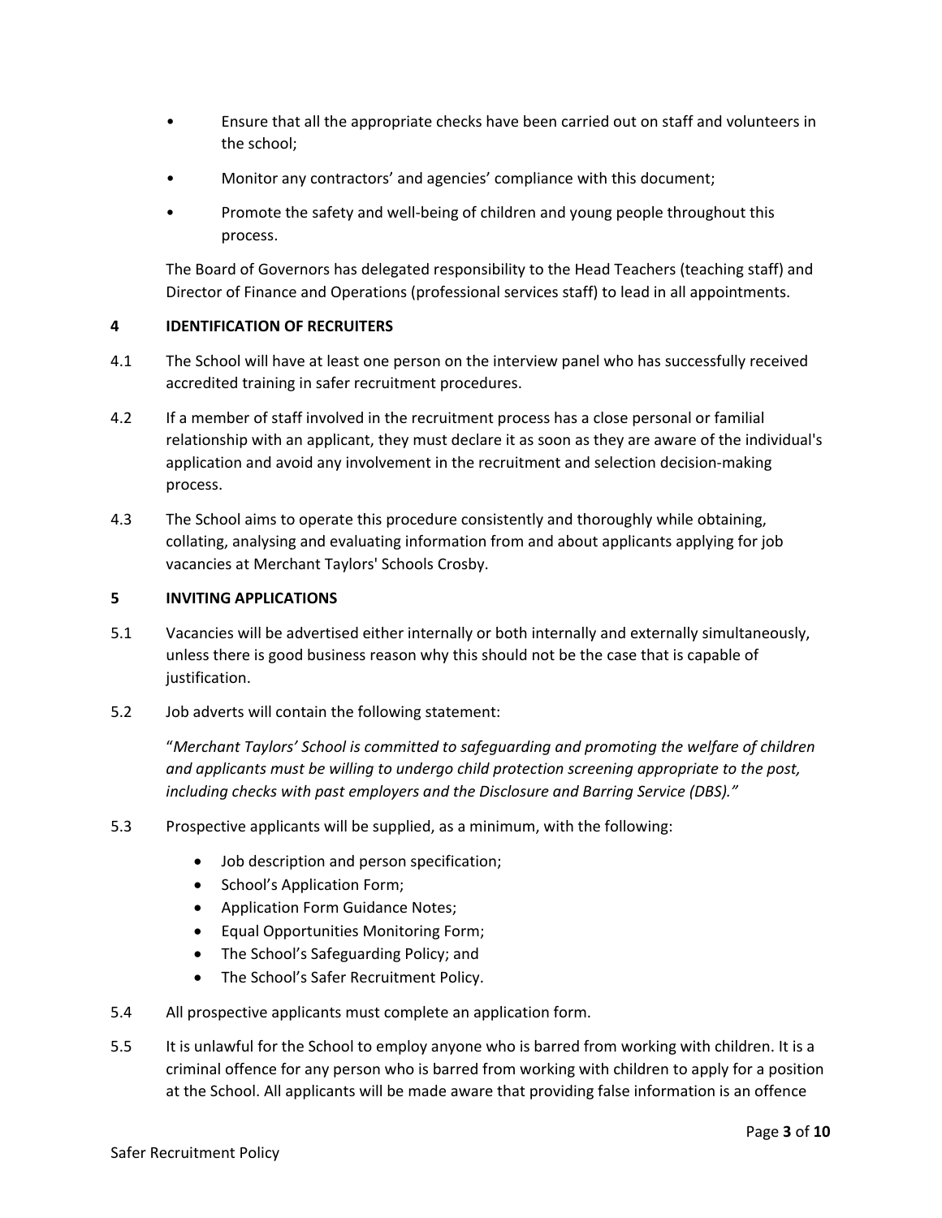- Ensure that all the appropriate checks have been carried out on staff and volunteers in the school;
- Monitor any contractors' and agencies' compliance with this document;
- Promote the safety and well-being of children and young people throughout this process.

The Board of Governors has delegated responsibility to the Head Teachers (teaching staff) and Director of Finance and Operations (professional services staff) to lead in all appointments.

## 4 IDENTIFICATION OF RECRUITERS

4.1 The School will have at least one person on the interview panel who has successfully received accredited training in safer recruitment procedures.

4.2 If a member of staff involved in the recruitment process has a close personal or familial relationship with an applicant, they must declare it as soon as they are aware of the individual's application and avoid any involvement in the recruitment and selection decision-making process.

4.3 The School aims to operate this procedure consistently and thoroughly while obtaining, collating, analysing and evaluating information from and about applicants applying for job vacancies at Merchant Taylors' Schools Crosby.

## 5 INVITING APPLICATIONS

5.1 Vacancies will be advertised either internally or both internally and externally simultaneously, unless there is good business reason why this should not be the case that is capable of justification.

5.2 Job adverts will contain the following statement:

"*Merchant Taylors' School is committed to safeguarding and promoting the welfare of children and applicants must be willing to undergo child protection screening appropriate to the post, including checks with past employers and the Disclosure and Barring Service (DBS).*"

5.3 Prospective applicants will be supplied, as a minimum, with the following:

- Job description and person specification;
- School's Application Form;
- Application Form Guidance Notes;
- Equal Opportunities Monitoring Form;
- The School's Safeguarding Policy; and
- The School's Safer Recruitment Policy.

5.4 All prospective applicants must complete an application form.

5.5 It is unlawful for the School to employ anyone who is barred from working with children. It is a criminal offence for any person who is barred from working with children to apply for a position at the School. All applicants will be made aware that providing false information is an offence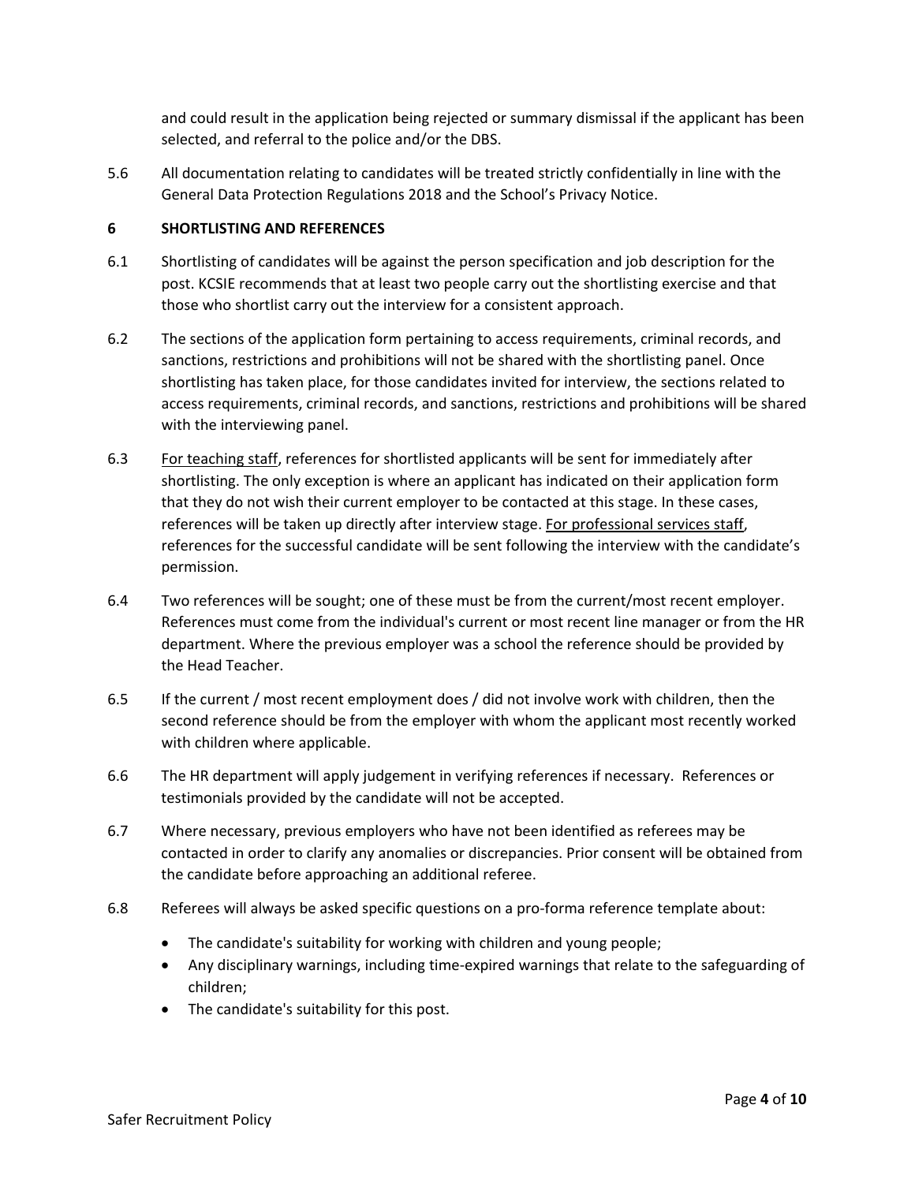and could result in the application being rejected or summary dismissal if the applicant has been selected, and referral to the police and/or the DBS.

5.6 All documentation relating to candidates will be treated strictly confidentially in line with the General Data Protection Regulations 2018 and the School's Privacy Notice.

## 6 SHORTLISTING AND REFERENCES

6.1 Shortlisting of candidates will be against the person specification and job description for the post. KCSIE recommends that at least two people carry out the shortlisting exercise and that those who shortlist carry out the interview for a consistent approach.

6.2 The sections of the application form pertaining to access requirements, criminal records, and sanctions, restrictions and prohibitions will not be shared with the shortlisting panel. Once shortlisting has taken place, for those candidates invited for interview, the sections related to access requirements, criminal records, and sanctions, restrictions and prohibitions will be shared with the interviewing panel.

6.3 For teaching staff, references for shortlisted applicants will be sent for immediately after shortlisting. The only exception is where an applicant has indicated on their application form that they do not wish their current employer to be contacted at this stage. In these cases, references will be taken up directly after interview stage. For professional services staff, references for the successful candidate will be sent following the interview with the candidate's permission.

6.4 Two references will be sought; one of these must be from the current/most recent employer. References must come from the individual's current or most recent line manager or from the HR department. Where the previous employer was a school the reference should be provided by the Head Teacher.

6.5 If the current / most recent employment does / did not involve work with children, then the second reference should be from the employer with whom the applicant most recently worked with children where applicable.

6.6 The HR department will apply judgement in verifying references if necessary. References or testimonials provided by the candidate will not be accepted.

6.7 Where necessary, previous employers who have not been identified as referees may be contacted in order to clarify any anomalies or discrepancies. Prior consent will be obtained from the candidate before approaching an additional referee.

6.8 Referees will always be asked specific questions on a pro-forma reference template about:

- The candidate's suitability for working with children and young people;
- Any disciplinary warnings, including time-expired warnings that relate to the safeguarding of children;
- The candidate's suitability for this post.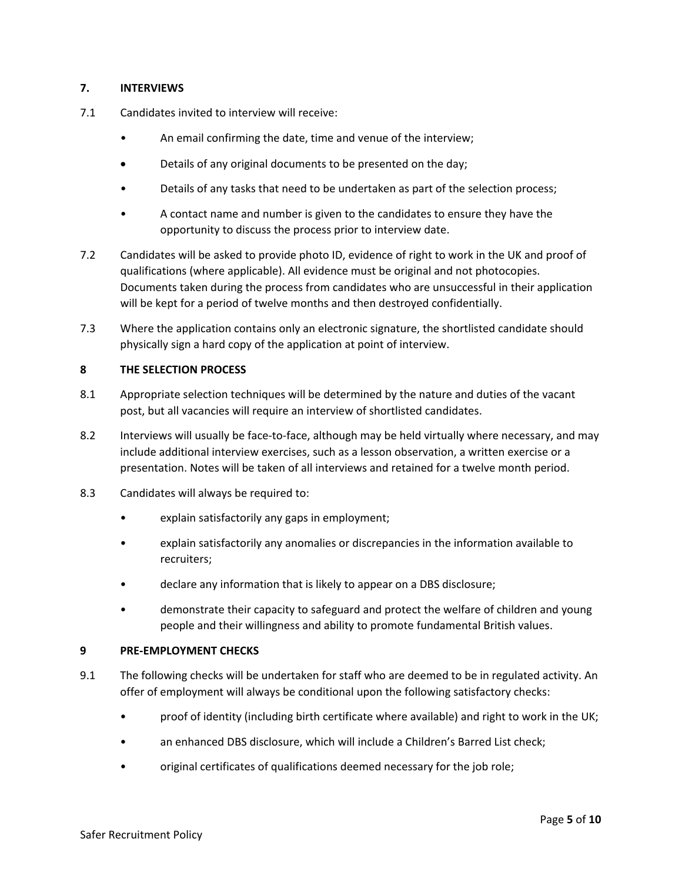## 7. INTERVIEWS

7.1 Candidates invited to interview will receive:

- An email confirming the date, time and venue of the interview;
- Details of any original documents to be presented on the day;
- Details of any tasks that need to be undertaken as part of the selection process;
- A contact name and number is given to the candidates to ensure they have the opportunity to discuss the process prior to interview date.

7.2 Candidates will be asked to provide photo ID, evidence of right to work in the UK and proof of qualifications (where applicable). All evidence must be original and not photocopies. Documents taken during the process from candidates who are unsuccessful in their application will be kept for a period of twelve months and then destroyed confidentially.

7.3 Where the application contains only an electronic signature, the shortlisted candidate should physically sign a hard copy of the application at point of interview.

## 8 THE SELECTION PROCESS

8.1 Appropriate selection techniques will be determined by the nature and duties of the vacant post, but all vacancies will require an interview of shortlisted candidates.

8.2 Interviews will usually be face-to-face, although may be held virtually where necessary, and may include additional interview exercises, such as a lesson observation, a written exercise or a presentation. Notes will be taken of all interviews and retained for a twelve month period.

8.3 Candidates will always be required to:

- explain satisfactorily any gaps in employment;
- explain satisfactorily any anomalies or discrepancies in the information available to recruiters;
- declare any information that is likely to appear on a DBS disclosure;
- demonstrate their capacity to safeguard and protect the welfare of children and young people and their willingness and ability to promote fundamental British values.

## 9 PRE-EMPLOYMENT CHECKS

9.1 The following checks will be undertaken for staff who are deemed to be in regulated activity. An offer of employment will always be conditional upon the following satisfactory checks:

- proof of identity (including birth certificate where available) and right to work in the UK;
- an enhanced DBS disclosure, which will include a Children's Barred List check;
- original certificates of qualifications deemed necessary for the job role;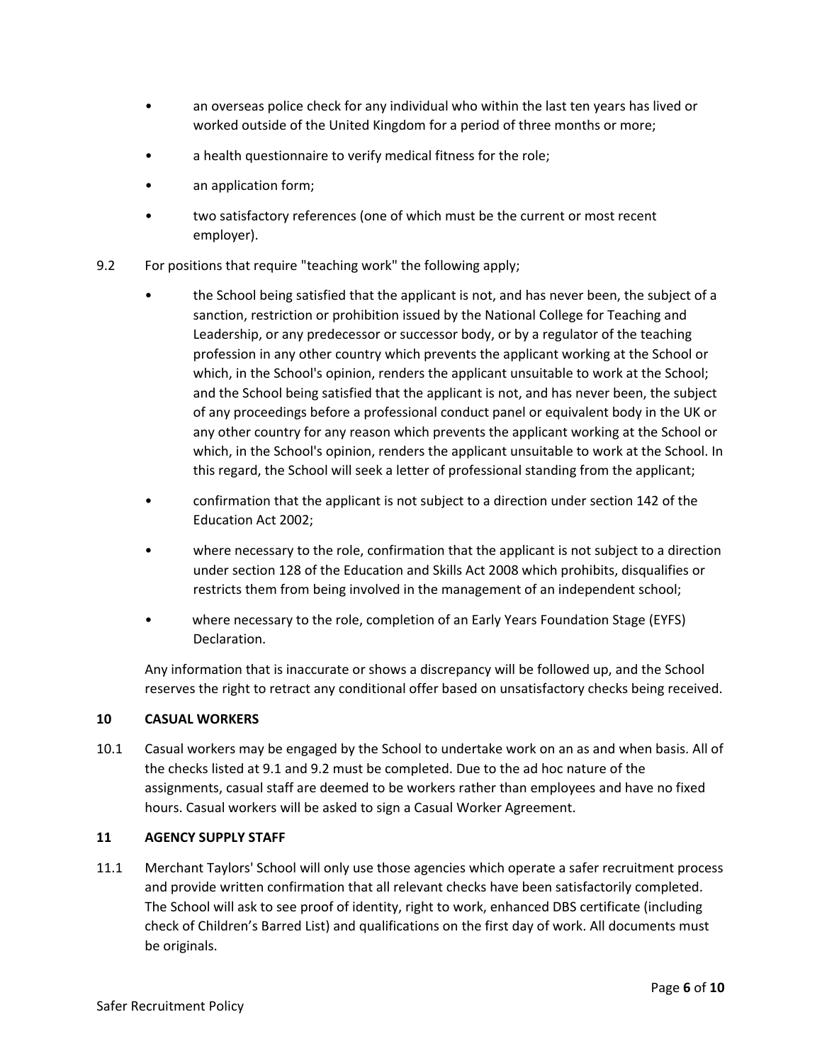- an overseas police check for any individual who within the last ten years has lived or worked outside of the United Kingdom for a period of three months or more;
- a health questionnaire to verify medical fitness for the role;
- an application form;
- two satisfactory references (one of which must be the current or most recent employer).

9.2 For positions that require "teaching work" the following apply;

- the School being satisfied that the applicant is not, and has never been, the subject of a sanction, restriction or prohibition issued by the National College for Teaching and Leadership, or any predecessor or successor body, or by a regulator of the teaching profession in any other country which prevents the applicant working at the School or which, in the School's opinion, renders the applicant unsuitable to work at the School; and the School being satisfied that the applicant is not, and has never been, the subject of any proceedings before a professional conduct panel or equivalent body in the UK or any other country for any reason which prevents the applicant working at the School or which, in the School's opinion, renders the applicant unsuitable to work at the School. In this regard, the School will seek a letter of professional standing from the applicant;
- confirmation that the applicant is not subject to a direction under section 142 of the Education Act 2002;
- where necessary to the role, confirmation that the applicant is not subject to a direction under section 128 of the Education and Skills Act 2008 which prohibits, disqualifies or restricts them from being involved in the management of an independent school;
- where necessary to the role, completion of an Early Years Foundation Stage (EYFS) Declaration.

Any information that is inaccurate or shows a discrepancy will be followed up, and the School reserves the right to retract any conditional offer based on unsatisfactory checks being received.

## 10 CASUAL WORKERS

10.1 Casual workers may be engaged by the School to undertake work on an as and when basis. All of the checks listed at 9.1 and 9.2 must be completed. Due to the ad hoc nature of the assignments, casual staff are deemed to be workers rather than employees and have no fixed hours. Casual workers will be asked to sign a Casual Worker Agreement.

## 11 AGENCY SUPPLY STAFF

11.1 Merchant Taylors' School will only use those agencies which operate a safer recruitment process and provide written confirmation that all relevant checks have been satisfactorily completed. The School will ask to see proof of identity, right to work, enhanced DBS certificate (including check of Children's Barred List) and qualifications on the first day of work. All documents must be originals.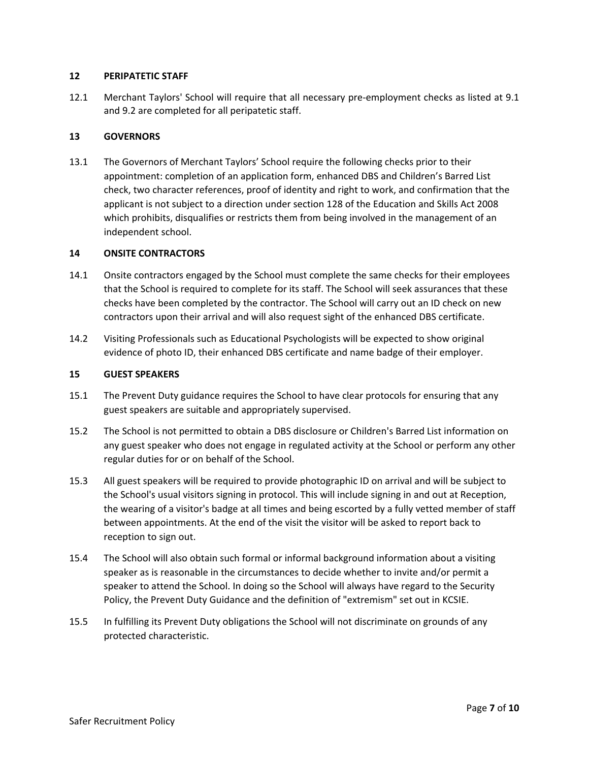## 12 PERIPATETIC STAFF

12.1 Merchant Taylors' School will require that all necessary pre-employment checks as listed at 9.1 and 9.2 are completed for all peripatetic staff.

## 13 GOVERNORS

13.1 The Governors of Merchant Taylors' School require the following checks prior to their appointment: completion of an application form, enhanced DBS and Children's Barred List check, two character references, proof of identity and right to work, and confirmation that the applicant is not subject to a direction under section 128 of the Education and Skills Act 2008 which prohibits, disqualifies or restricts them from being involved in the management of an independent school.

## 14 ONSITE CONTRACTORS

14.1 Onsite contractors engaged by the School must complete the same checks for their employees that the School is required to complete for its staff. The School will seek assurances that these checks have been completed by the contractor. The School will carry out an ID check on new contractors upon their arrival and will also request sight of the enhanced DBS certificate.

14.2 Visiting Professionals such as Educational Psychologists will be expected to show original evidence of photo ID, their enhanced DBS certificate and name badge of their employer.

## 15 GUEST SPEAKERS

15.1 The Prevent Duty guidance requires the School to have clear protocols for ensuring that any guest speakers are suitable and appropriately supervised.

15.2 The School is not permitted to obtain a DBS disclosure or Children's Barred List information on any guest speaker who does not engage in regulated activity at the School or perform any other regular duties for or on behalf of the School.

15.3 All guest speakers will be required to provide photographic ID on arrival and will be subject to the School's usual visitors signing in protocol. This will include signing in and out at Reception, the wearing of a visitor's badge at all times and being escorted by a fully vetted member of staff between appointments. At the end of the visit the visitor will be asked to report back to reception to sign out.

15.4 The School will also obtain such formal or informal background information about a visiting speaker as is reasonable in the circumstances to decide whether to invite and/or permit a speaker to attend the School. In doing so the School will always have regard to the Security Policy, the Prevent Duty Guidance and the definition of "extremism" set out in KCSIE.

15.5 In fulfilling its Prevent Duty obligations the School will not discriminate on grounds of any protected characteristic.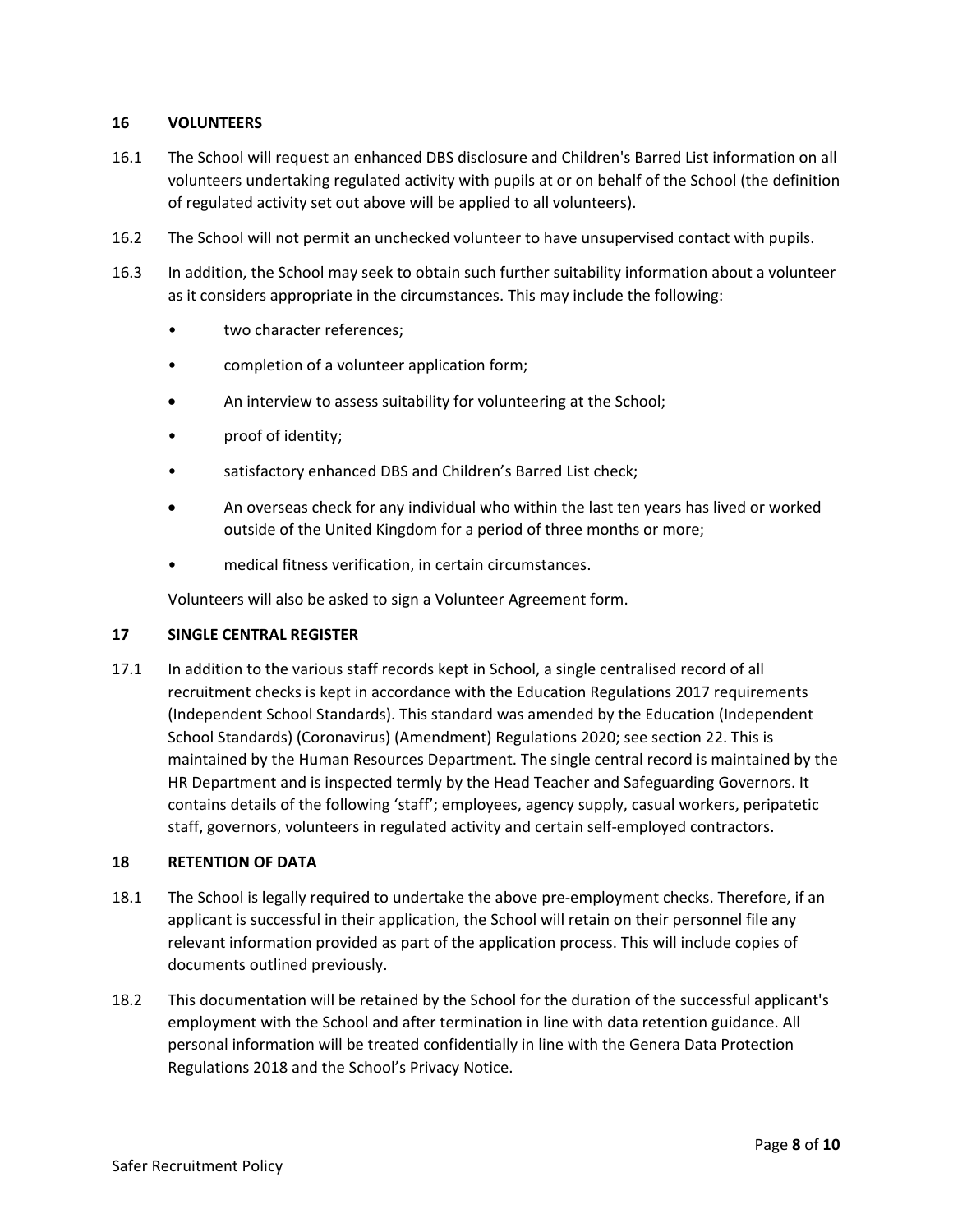## 16 VOLUNTEERS

16.1 The School will request an enhanced DBS disclosure and Children's Barred List information on all volunteers undertaking regulated activity with pupils at or on behalf of the School (the definition of regulated activity set out above will be applied to all volunteers).

16.2 The School will not permit an unchecked volunteer to have unsupervised contact with pupils.

16.3 In addition, the School may seek to obtain such further suitability information about a volunteer as it considers appropriate in the circumstances. This may include the following:

- two character references;
- completion of a volunteer application form;
- An interview to assess suitability for volunteering at the School;
- proof of identity;
- satisfactory enhanced DBS and Children's Barred List check;
- An overseas check for any individual who within the last ten years has lived or worked outside of the United Kingdom for a period of three months or more;
- medical fitness verification, in certain circumstances.

Volunteers will also be asked to sign a Volunteer Agreement form.

## 17 SINGLE CENTRAL REGISTER

17.1 In addition to the various staff records kept in School, a single centralised record of all recruitment checks is kept in accordance with the Education Regulations 2017 requirements (Independent School Standards). This standard was amended by the Education (Independent School Standards) (Coronavirus) (Amendment) Regulations 2020; see section 22. This is maintained by the Human Resources Department. The single central record is maintained by the HR Department and is inspected termly by the Head Teacher and Safeguarding Governors. It contains details of the following 'staff'; employees, agency supply, casual workers, peripatetic staff, governors, volunteers in regulated activity and certain self-employed contractors.

## 18 RETENTION OF DATA

18.1 The School is legally required to undertake the above pre-employment checks. Therefore, if an applicant is successful in their application, the School will retain on their personnel file any relevant information provided as part of the application process. This will include copies of documents outlined previously.

18.2 This documentation will be retained by the School for the duration of the successful applicant's employment with the School and after termination in line with data retention guidance. All personal information will be treated confidentially in line with the Genera Data Protection Regulations 2018 and the School's Privacy Notice.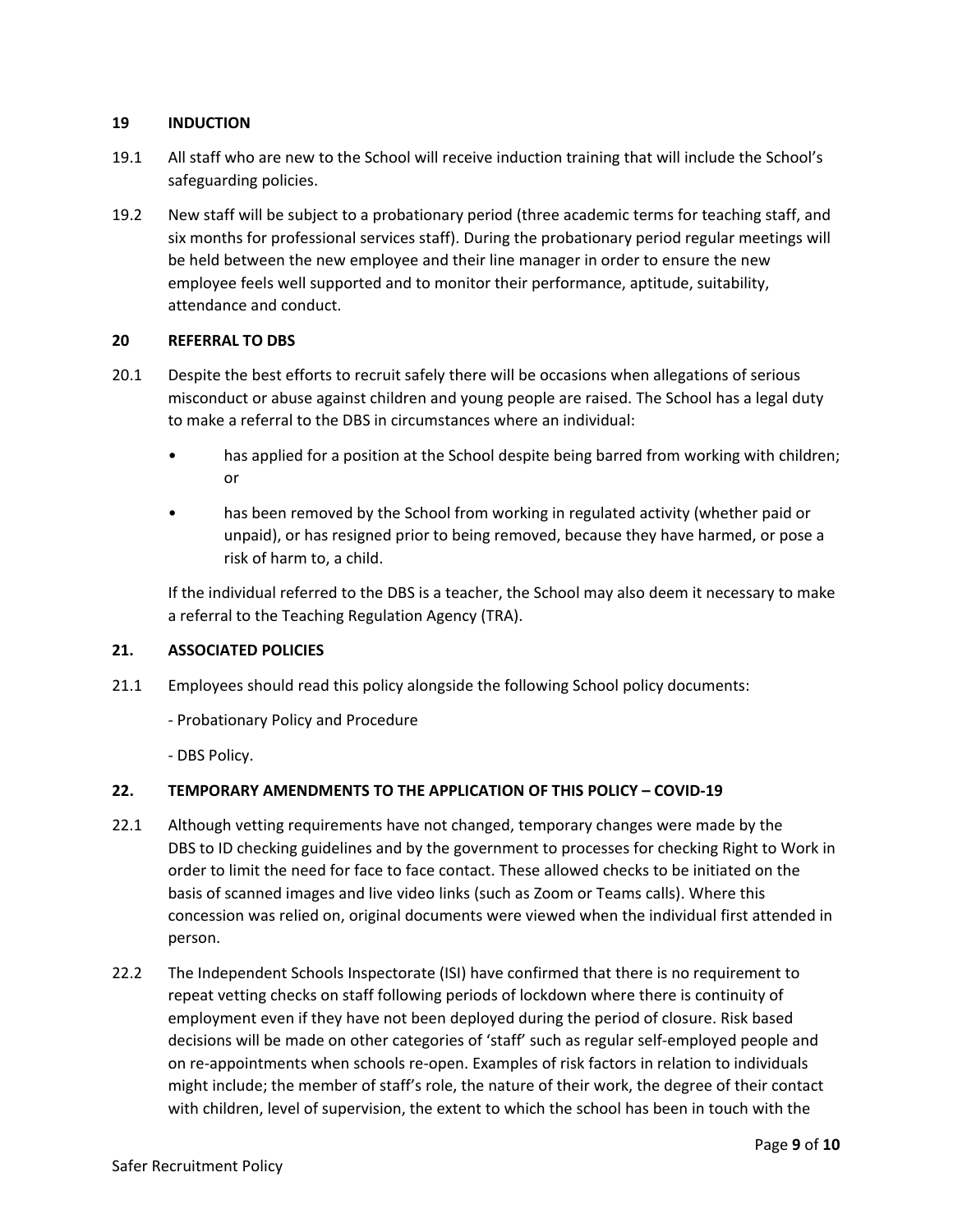## 19 INDUCTION

19.1 All staff who are new to the School will receive induction training that will include the School's safeguarding policies.

19.2 New staff will be subject to a probationary period (three academic terms for teaching staff, and six months for professional services staff). During the probationary period regular meetings will be held between the new employee and their line manager in order to ensure the new employee feels well supported and to monitor their performance, aptitude, suitability, attendance and conduct.

## 20 REFERRAL TO DBS

20.1 Despite the best efforts to recruit safely there will be occasions when allegations of serious misconduct or abuse against children and young people are raised. The School has a legal duty to make a referral to the DBS in circumstances where an individual:

- has applied for a position at the School despite being barred from working with children; or
- has been removed by the School from working in regulated activity (whether paid or unpaid), or has resigned prior to being removed, because they have harmed, or pose a risk of harm to, a child.

If the individual referred to the DBS is a teacher, the School may also deem it necessary to make a referral to the Teaching Regulation Agency (TRA).

## 21. ASSOCIATED POLICIES

21.1 Employees should read this policy alongside the following School policy documents:

- Probationary Policy and Procedure
- DBS Policy.

## 22. TEMPORARY AMENDMENTS TO THE APPLICATION OF THIS POLICY – COVID-19

22.1 Although vetting requirements have not changed, temporary changes were made by the DBS to ID checking guidelines and by the government to processes for checking Right to Work in order to limit the need for face to face contact. These allowed checks to be initiated on the basis of scanned images and live video links (such as Zoom or Teams calls). Where this concession was relied on, original documents were viewed when the individual first attended in person.

22.2 The Independent Schools Inspectorate (ISI) have confirmed that there is no requirement to repeat vetting checks on staff following periods of lockdown where there is continuity of employment even if they have not been deployed during the period of closure. Risk based decisions will be made on other categories of 'staff' such as regular self-employed people and on re-appointments when schools re-open. Examples of risk factors in relation to individuals might include; the member of staff's role, the nature of their work, the degree of their contact with children, level of supervision, the extent to which the school has been in touch with the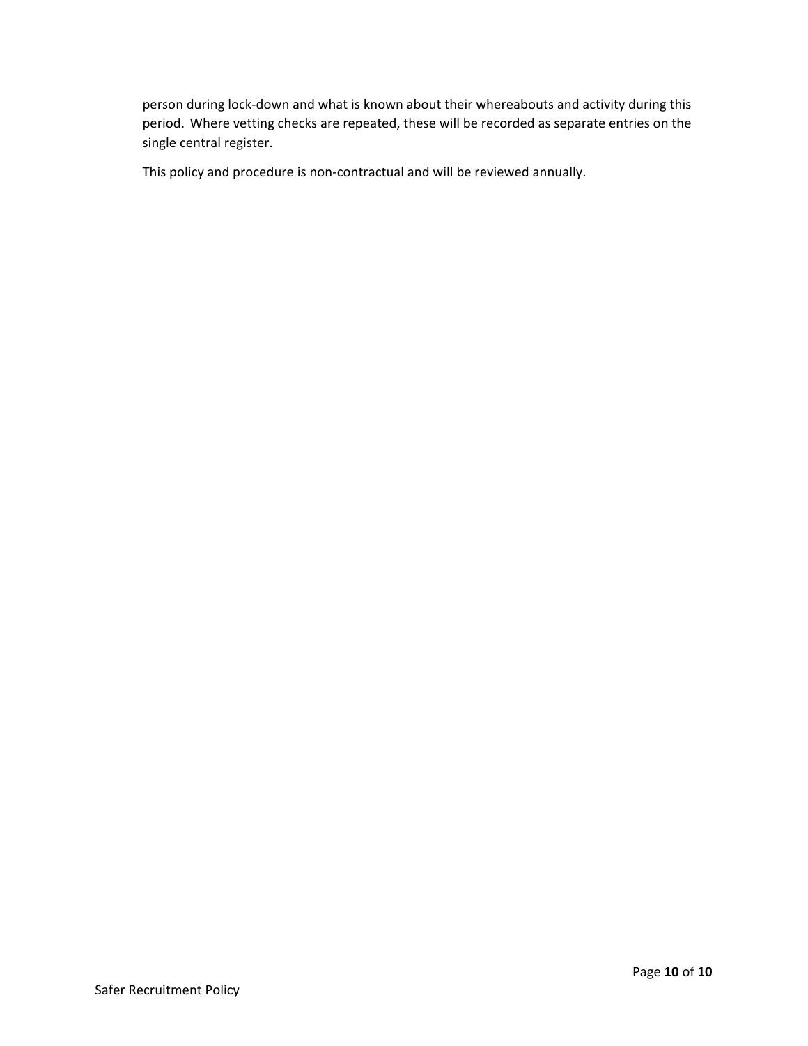person during lock-down and what is known about their whereabouts and activity during this period. Where vetting checks are repeated, these will be recorded as separate entries on the single central register.

This policy and procedure is non-contractual and will be reviewed annually.